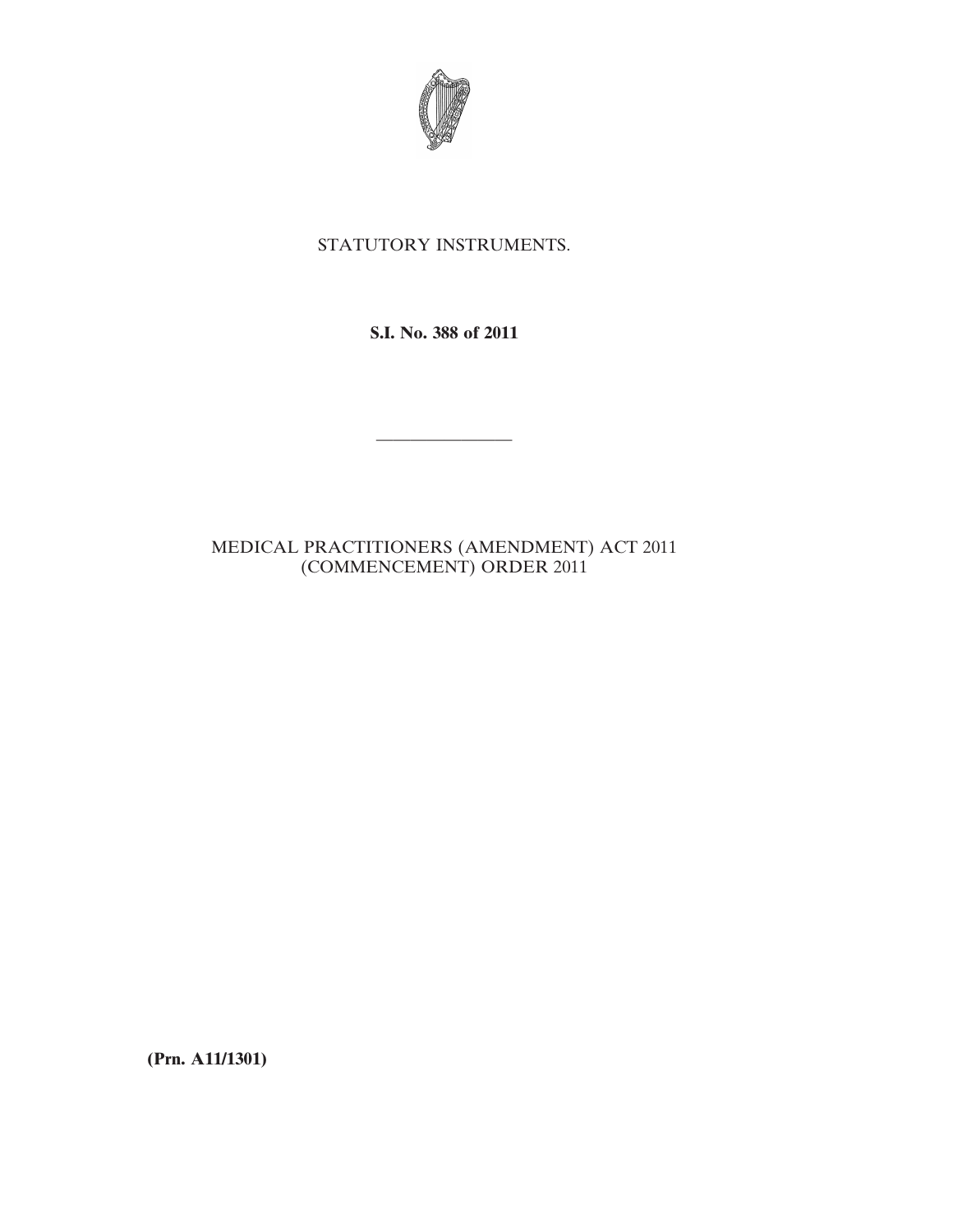STATUTORY INSTRUMENTS.

**S.I. No. 388 of 2011**

---

MEDICAL PRACTITIONERS (AMENDMENT) ACT 2011 (COMMENCEMENT) ORDER 2011

**(Prn. A11/1301)**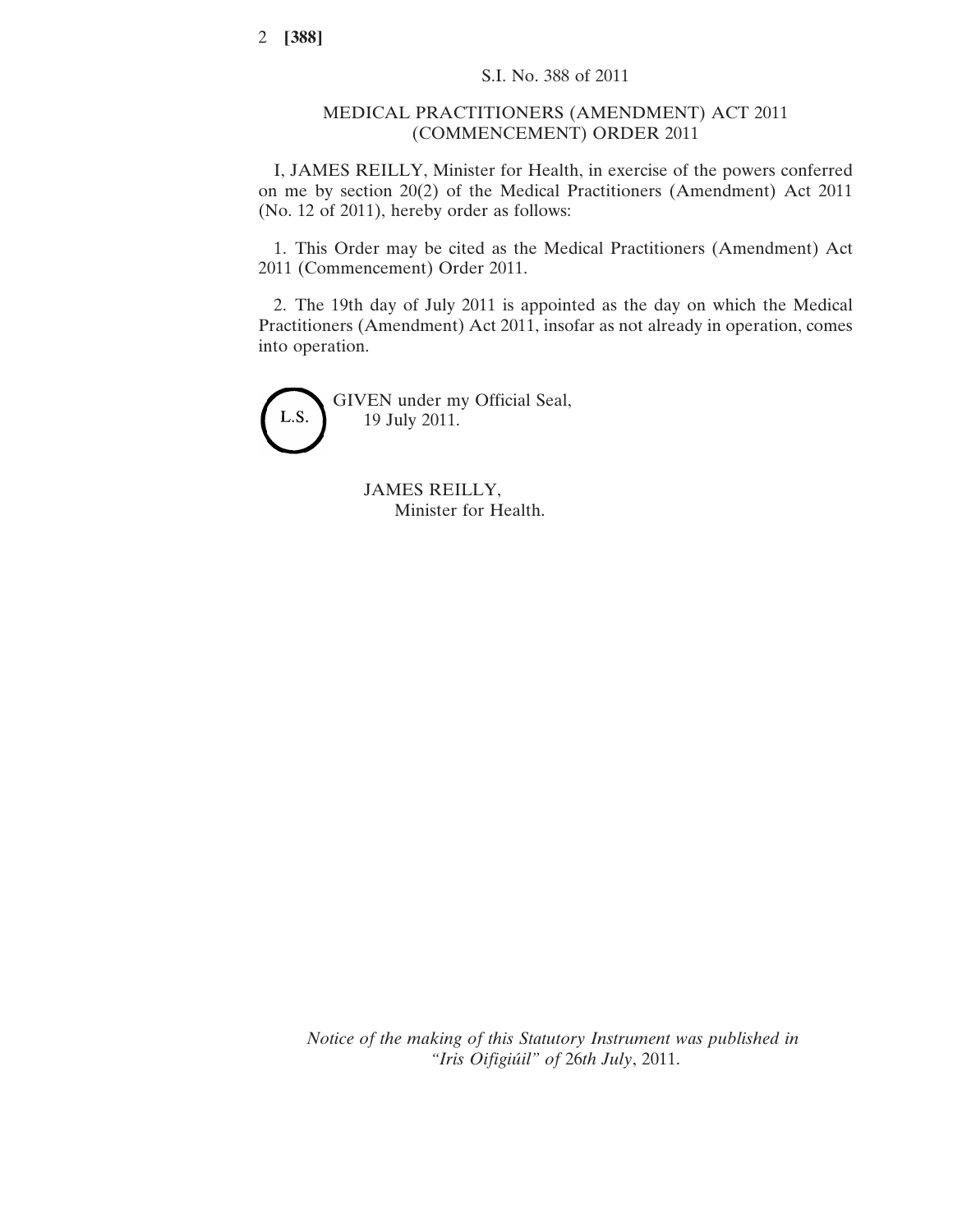S.I. No. 388 of 2011

# MEDICAL PRACTITIONERS (AMENDMENT) ACT 2011 (COMMENCEMENT) ORDER 2011

I, JAMES REILLY, Minister for Health, in exercise of the powers conferred on me by section 20(2) of the Medical Practitioners (Amendment) Act 2011 (No. 12 of 2011), hereby order as follows:

1. This Order may be cited as the Medical Practitioners (Amendment) Act 2011 (Commencement) Order 2011.

2. The 19th day of July 2011 is appointed as the day on which the Medical Practitioners (Amendment) Act 2011, insofar as not already in operation, comes into operation.

L.S.

GIVEN under my Official Seal,
19 July 2011.

JAMES REILLY,
Minister for Health.

*Notice of the making of this Statutory Instrument was published in "Iris Oifigiúil" of 26th July, 2011.*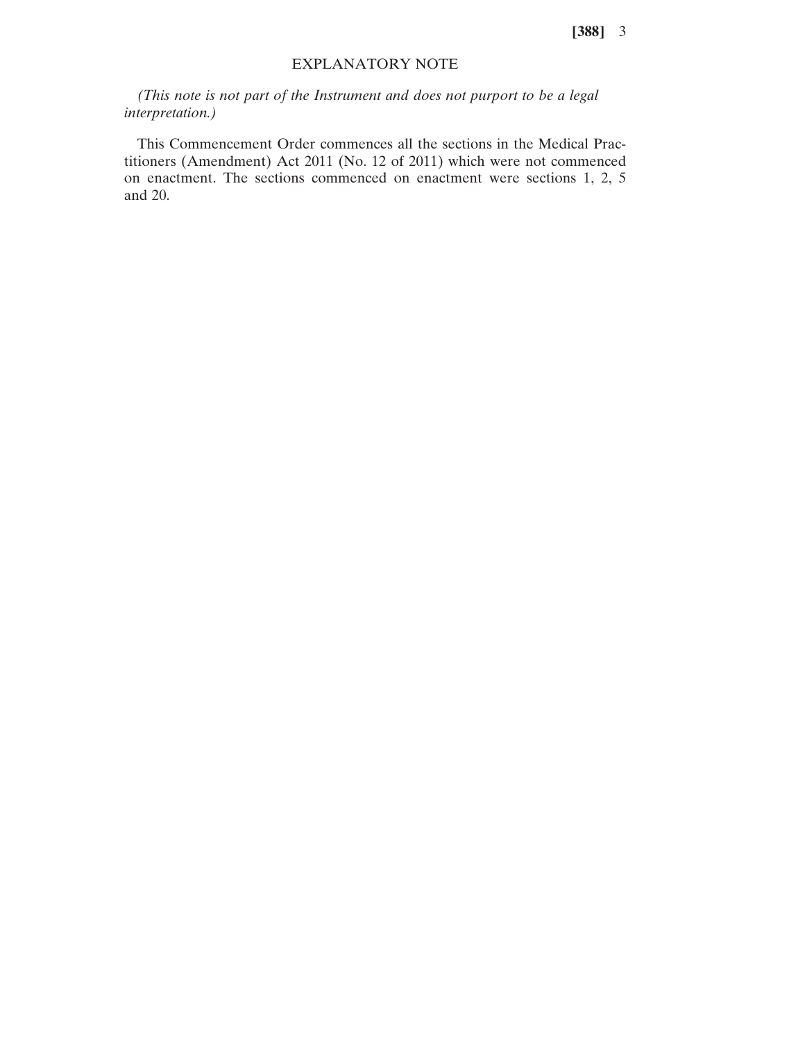## EXPLANATORY NOTE

*(This note is not part of the Instrument and does not purport to be a legal interpretation.)*

This Commencement Order commences all the sections in the Medical Practitioners (Amendment) Act 2011 (No. 12 of 2011) which were not commenced on enactment. The sections commenced on enactment were sections 1, 2, 5 and 20.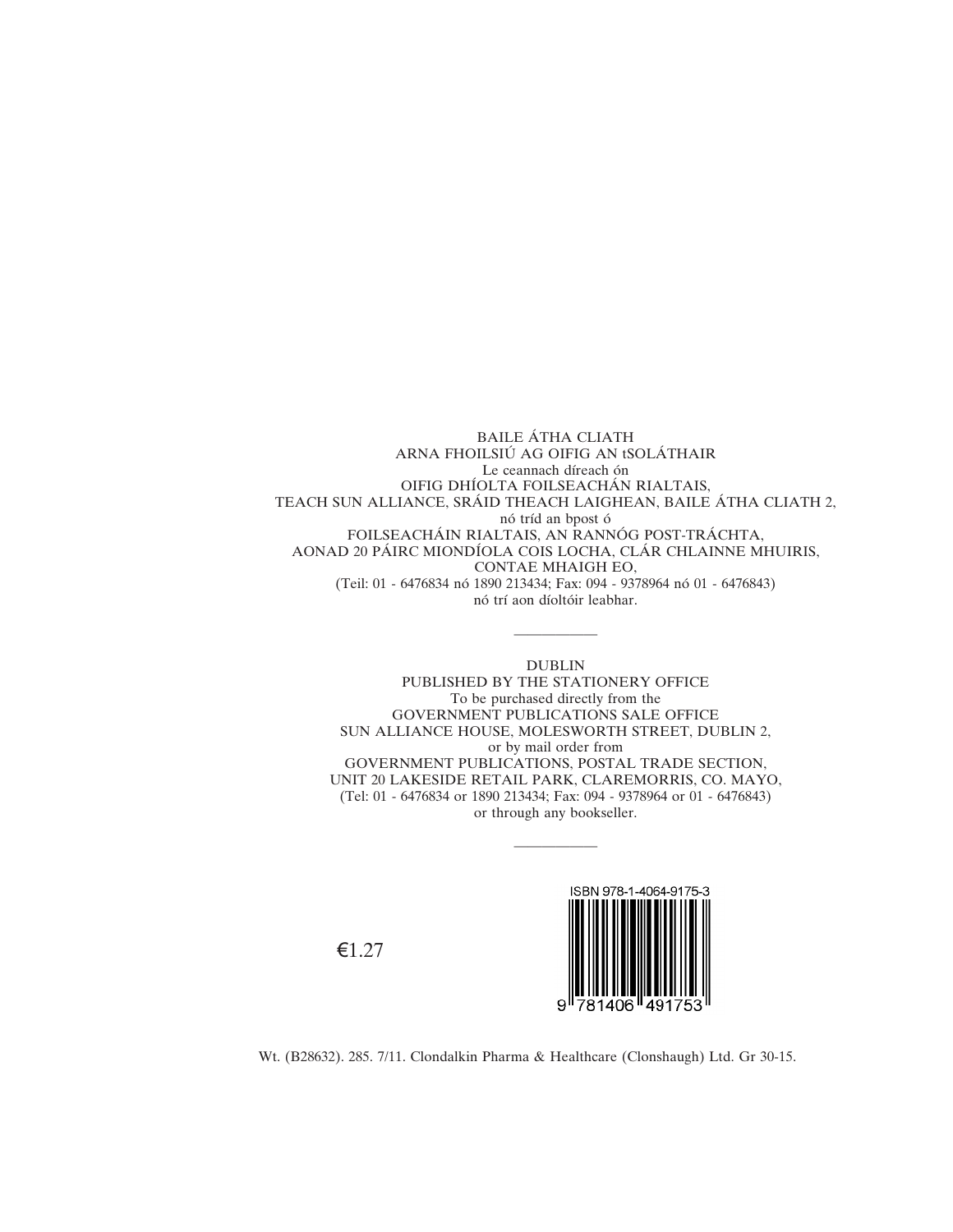BAILE ÁTHA CLIATH
ARNA FHOILSIÚ AG OIFIG AN tSOLÁTHAIR
Le ceannach díreach ón
OIFIG DHÍOLTA FOILSEACHÁN RIALTAIS,
TEACH SUN ALLIANCE, SRÁID THEACH LAIGHEAN, BAILE ÁTHA CLIATH 2,
nó tríd an bpost ó
FOILSEACHÁIN RIALTAIS, AN RANNÓG POST-TRÁCHTA,
AONAD 20 PÁIRC MIONDÍOLA COIS LOCHA, CLÁR CHLAINNE MHUIRIS,
CONTAE MHAIGH EO,
(Teil: 01 - 6476834 nó 1890 213434; Fax: 094 - 9378964 nó 01 - 6476843)
nó trí aon díoltóir leabhar.

---

DUBLIN
PUBLISHED BY THE STATIONERY OFFICE
To be purchased directly from the
GOVERNMENT PUBLICATIONS SALE OFFICE
SUN ALLIANCE HOUSE, MOLESWORTH STREET, DUBLIN 2,
or by mail order from
GOVERNMENT PUBLICATIONS, POSTAL TRADE SECTION,
UNIT 20 LAKESIDE RETAIL PARK, CLAREMORRIS, CO. MAYO,
(Tel: 01 - 6476834 or 1890 213434; Fax: 094 - 9378964 or 01 - 6476843)
or through any bookseller.

---

€1.27

ISBN 978-1-4064-9175-3

9 781406 491753

Wt. (B28632). 285. 7/11. Clondalkin Pharma & Healthcare (Clonshaugh) Ltd. Gr 30-15.